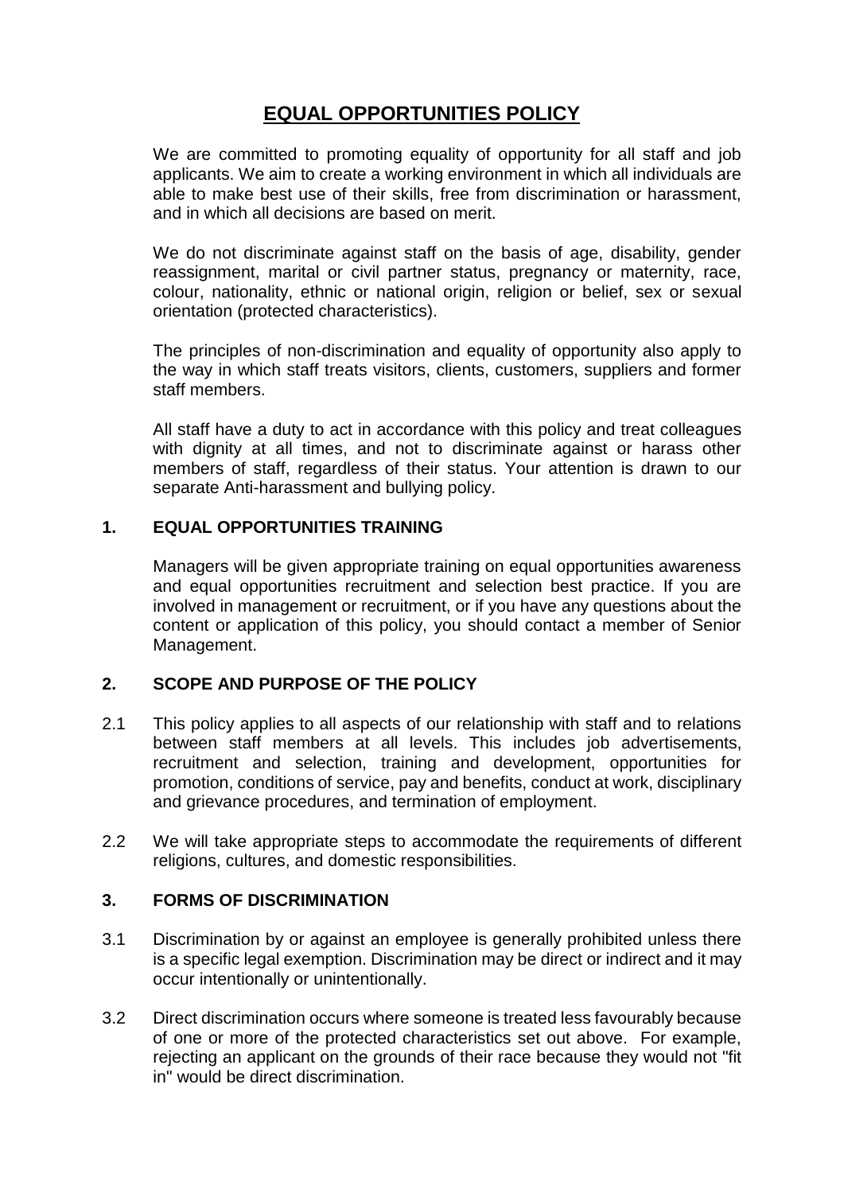# EQUAL OPPORTUNITIES POLICY

We are committed to promoting equality of opportunity for all staff and job applicants. We aim to create a working environment in which all individuals are able to make best use of their skills, free from discrimination or harassment, and in which all decisions are based on merit.

We do not discriminate against staff on the basis of age, disability, gender reassignment, marital or civil partner status, pregnancy or maternity, race, colour, nationality, ethnic or national origin, religion or belief, sex or sexual orientation (protected characteristics).

The principles of non-discrimination and equality of opportunity also apply to the way in which staff treats visitors, clients, customers, suppliers and former staff members.

All staff have a duty to act in accordance with this policy and treat colleagues with dignity at all times, and not to discriminate against or harass other members of staff, regardless of their status. Your attention is drawn to our separate Anti-harassment and bullying policy.

## 1. EQUAL OPPORTUNITIES TRAINING

Managers will be given appropriate training on equal opportunities awareness and equal opportunities recruitment and selection best practice. If you are involved in management or recruitment, or if you have any questions about the content or application of this policy, you should contact a member of Senior Management.

## 2. SCOPE AND PURPOSE OF THE POLICY

2.1 This policy applies to all aspects of our relationship with staff and to relations between staff members at all levels. This includes job advertisements, recruitment and selection, training and development, opportunities for promotion, conditions of service, pay and benefits, conduct at work, disciplinary and grievance procedures, and termination of employment.

2.2 We will take appropriate steps to accommodate the requirements of different religions, cultures, and domestic responsibilities.

## 3. FORMS OF DISCRIMINATION

3.1 Discrimination by or against an employee is generally prohibited unless there is a specific legal exemption. Discrimination may be direct or indirect and it may occur intentionally or unintentionally.

3.2 Direct discrimination occurs where someone is treated less favourably because of one or more of the protected characteristics set out above. For example, rejecting an applicant on the grounds of their race because they would not "fit in" would be direct discrimination.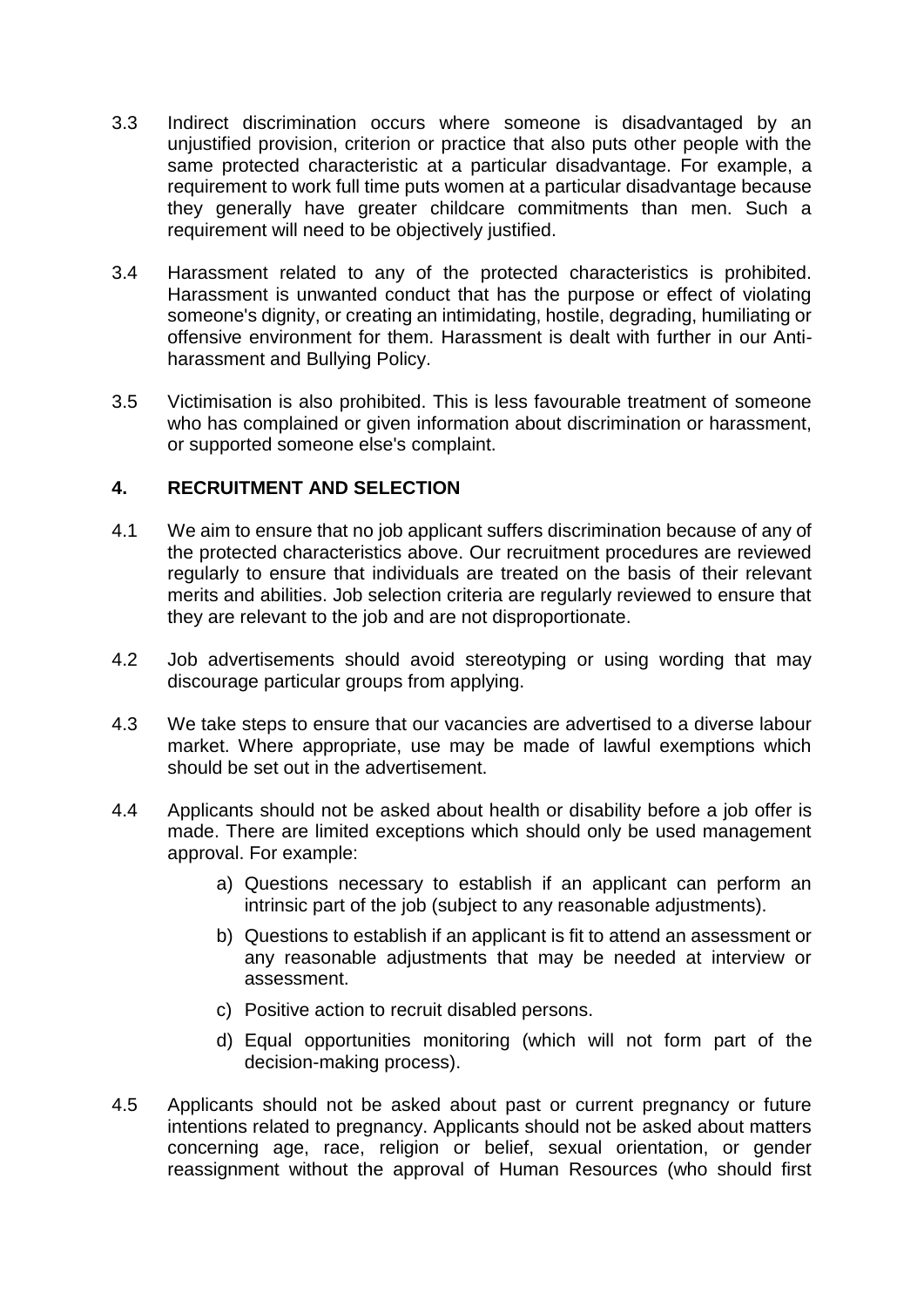3.3 Indirect discrimination occurs where someone is disadvantaged by an unjustified provision, criterion or practice that also puts other people with the same protected characteristic at a particular disadvantage. For example, a requirement to work full time puts women at a particular disadvantage because they generally have greater childcare commitments than men. Such a requirement will need to be objectively justified.

3.4 Harassment related to any of the protected characteristics is prohibited. Harassment is unwanted conduct that has the purpose or effect of violating someone's dignity, or creating an intimidating, hostile, degrading, humiliating or offensive environment for them. Harassment is dealt with further in our Anti-harassment and Bullying Policy.

3.5 Victimisation is also prohibited. This is less favourable treatment of someone who has complained or given information about discrimination or harassment, or supported someone else's complaint.

## 4. RECRUITMENT AND SELECTION

4.1 We aim to ensure that no job applicant suffers discrimination because of any of the protected characteristics above. Our recruitment procedures are reviewed regularly to ensure that individuals are treated on the basis of their relevant merits and abilities. Job selection criteria are regularly reviewed to ensure that they are relevant to the job and are not disproportionate.

4.2 Job advertisements should avoid stereotyping or using wording that may discourage particular groups from applying.

4.3 We take steps to ensure that our vacancies are advertised to a diverse labour market. Where appropriate, use may be made of lawful exemptions which should be set out in the advertisement.

4.4 Applicants should not be asked about health or disability before a job offer is made. There are limited exceptions which should only be used management approval. For example:

   a) Questions necessary to establish if an applicant can perform an intrinsic part of the job (subject to any reasonable adjustments).

   b) Questions to establish if an applicant is fit to attend an assessment or any reasonable adjustments that may be needed at interview or assessment.

   c) Positive action to recruit disabled persons.

   d) Equal opportunities monitoring (which will not form part of the decision-making process).

4.5 Applicants should not be asked about past or current pregnancy or future intentions related to pregnancy. Applicants should not be asked about matters concerning age, race, religion or belief, sexual orientation, or gender reassignment without the approval of Human Resources (who should first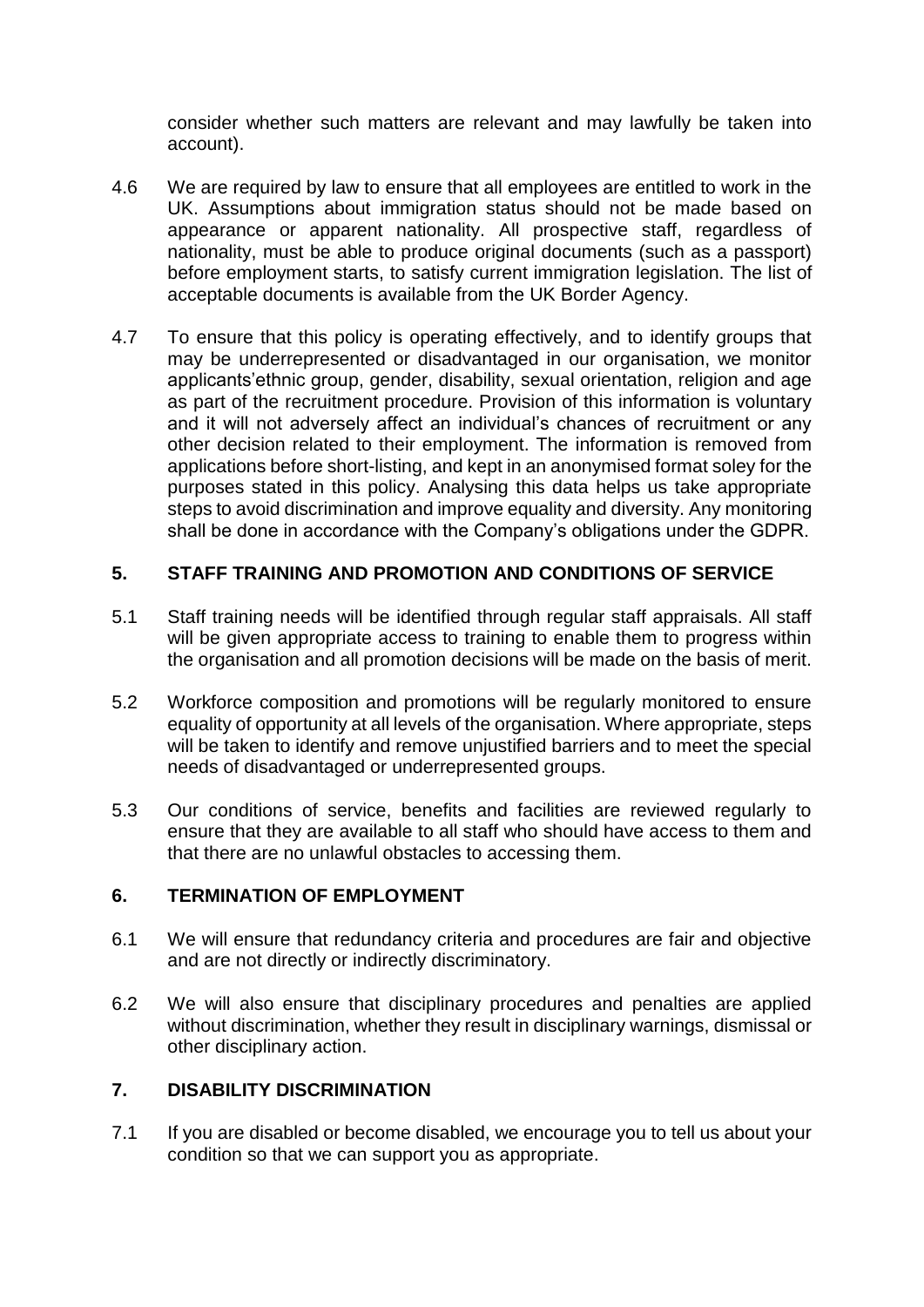consider whether such matters are relevant and may lawfully be taken into account).

4.6 We are required by law to ensure that all employees are entitled to work in the UK. Assumptions about immigration status should not be made based on appearance or apparent nationality. All prospective staff, regardless of nationality, must be able to produce original documents (such as a passport) before employment starts, to satisfy current immigration legislation. The list of acceptable documents is available from the UK Border Agency.

4.7 To ensure that this policy is operating effectively, and to identify groups that may be underrepresented or disadvantaged in our organisation, we monitor applicants'ethnic group, gender, disability, sexual orientation, religion and age as part of the recruitment procedure. Provision of this information is voluntary and it will not adversely affect an individual's chances of recruitment or any other decision related to their employment. The information is removed from applications before short-listing, and kept in an anonymised format soley for the purposes stated in this policy. Analysing this data helps us take appropriate steps to avoid discrimination and improve equality and diversity. Any monitoring shall be done in accordance with the Company's obligations under the GDPR.

## 5. STAFF TRAINING AND PROMOTION AND CONDITIONS OF SERVICE

5.1 Staff training needs will be identified through regular staff appraisals. All staff will be given appropriate access to training to enable them to progress within the organisation and all promotion decisions will be made on the basis of merit.

5.2 Workforce composition and promotions will be regularly monitored to ensure equality of opportunity at all levels of the organisation. Where appropriate, steps will be taken to identify and remove unjustified barriers and to meet the special needs of disadvantaged or underrepresented groups.

5.3 Our conditions of service, benefits and facilities are reviewed regularly to ensure that they are available to all staff who should have access to them and that there are no unlawful obstacles to accessing them.

## 6. TERMINATION OF EMPLOYMENT

6.1 We will ensure that redundancy criteria and procedures are fair and objective and are not directly or indirectly discriminatory.

6.2 We will also ensure that disciplinary procedures and penalties are applied without discrimination, whether they result in disciplinary warnings, dismissal or other disciplinary action.

## 7. DISABILITY DISCRIMINATION

7.1 If you are disabled or become disabled, we encourage you to tell us about your condition so that we can support you as appropriate.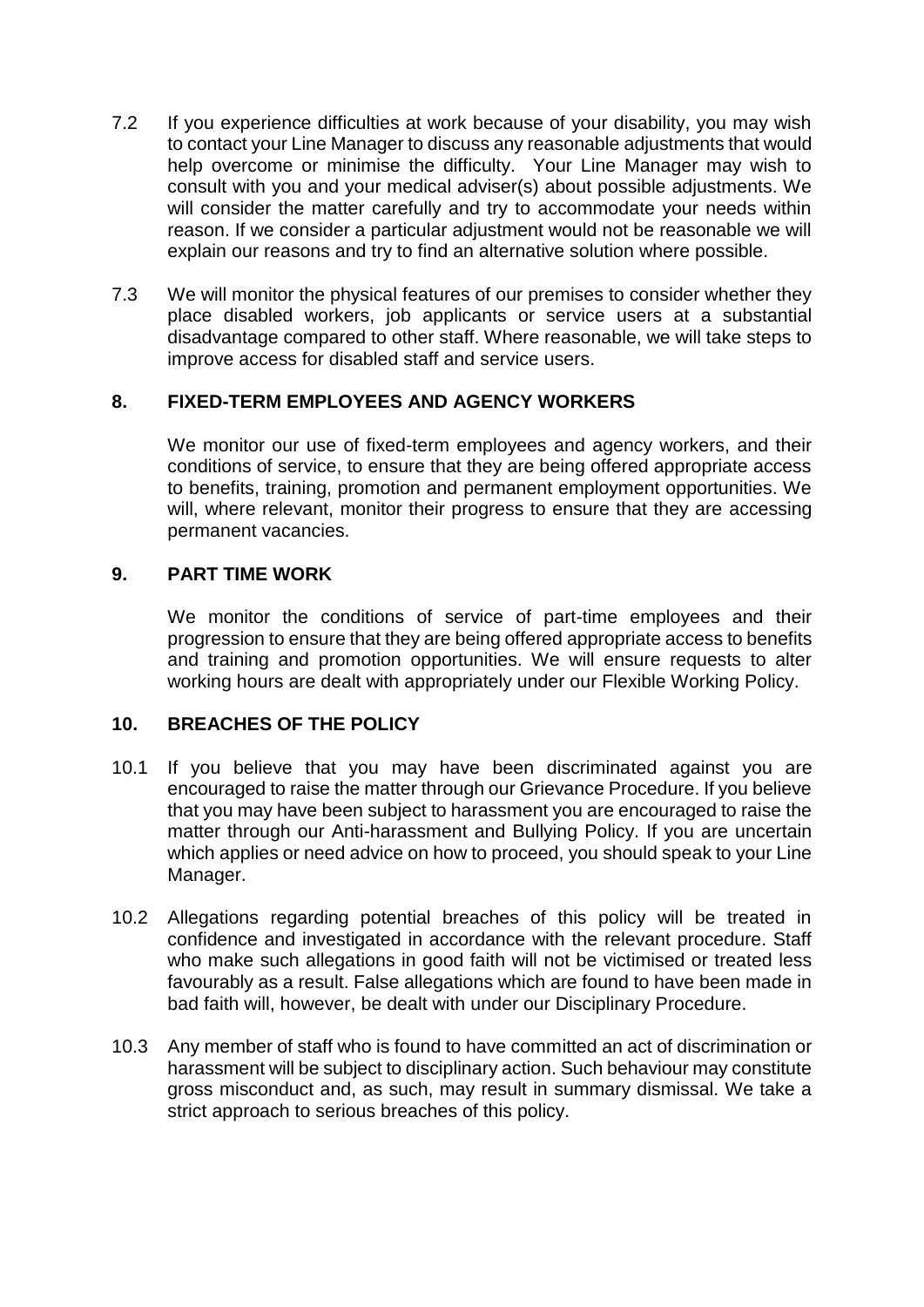7.2 If you experience difficulties at work because of your disability, you may wish to contact your Line Manager to discuss any reasonable adjustments that would help overcome or minimise the difficulty. Your Line Manager may wish to consult with you and your medical adviser(s) about possible adjustments. We will consider the matter carefully and try to accommodate your needs within reason. If we consider a particular adjustment would not be reasonable we will explain our reasons and try to find an alternative solution where possible.

7.3 We will monitor the physical features of our premises to consider whether they place disabled workers, job applicants or service users at a substantial disadvantage compared to other staff. Where reasonable, we will take steps to improve access for disabled staff and service users.

## 8. FIXED-TERM EMPLOYEES AND AGENCY WORKERS

We monitor our use of fixed-term employees and agency workers, and their conditions of service, to ensure that they are being offered appropriate access to benefits, training, promotion and permanent employment opportunities. We will, where relevant, monitor their progress to ensure that they are accessing permanent vacancies.

## 9. PART TIME WORK

We monitor the conditions of service of part-time employees and their progression to ensure that they are being offered appropriate access to benefits and training and promotion opportunities. We will ensure requests to alter working hours are dealt with appropriately under our Flexible Working Policy.

## 10. BREACHES OF THE POLICY

10.1 If you believe that you may have been discriminated against you are encouraged to raise the matter through our Grievance Procedure. If you believe that you may have been subject to harassment you are encouraged to raise the matter through our Anti-harassment and Bullying Policy. If you are uncertain which applies or need advice on how to proceed, you should speak to your Line Manager.

10.2 Allegations regarding potential breaches of this policy will be treated in confidence and investigated in accordance with the relevant procedure. Staff who make such allegations in good faith will not be victimised or treated less favourably as a result. False allegations which are found to have been made in bad faith will, however, be dealt with under our Disciplinary Procedure.

10.3 Any member of staff who is found to have committed an act of discrimination or harassment will be subject to disciplinary action. Such behaviour may constitute gross misconduct and, as such, may result in summary dismissal. We take a strict approach to serious breaches of this policy.